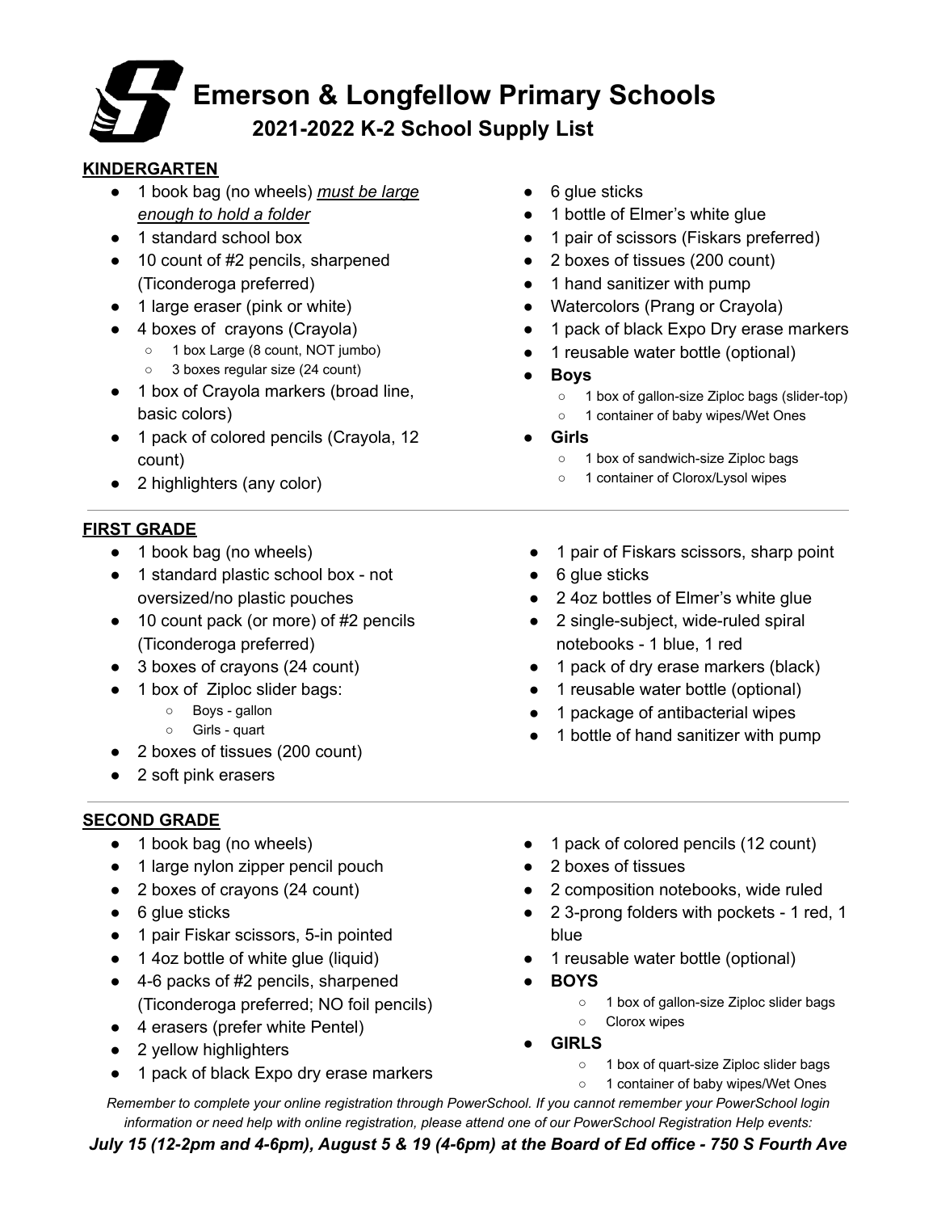# Emerson & Longfellow Primary Schools

## 2021-2022 K-2 School Supply List

### KINDERGARTEN

- 1 book bag (no wheels) *must be large enough to hold a folder*
- 1 standard school box
- 10 count of #2 pencils, sharpened (Ticonderoga preferred)
- 1 large eraser (pink or white)
- 4 boxes of crayons (Crayola)
  - 1 box Large (8 count, NOT jumbo)
  - 3 boxes regular size (24 count)
- 1 box of Crayola markers (broad line, basic colors)
- 1 pack of colored pencils (Crayola, 12 count)
- 2 highlighters (any color)
- 6 glue sticks
- 1 bottle of Elmer's white glue
- 1 pair of scissors (Fiskars preferred)
- 2 boxes of tissues (200 count)
- 1 hand sanitizer with pump
- Watercolors (Prang or Crayola)
- 1 pack of black Expo Dry erase markers
- 1 reusable water bottle (optional)
- **Boys**
  - 1 box of gallon-size Ziploc bags (slider-top)
  - 1 container of baby wipes/Wet Ones
- **Girls**
  - 1 box of sandwich-size Ziploc bags
  - 1 container of Clorox/Lysol wipes

---

### FIRST GRADE

- 1 book bag (no wheels)
- 1 standard plastic school box - not oversized/no plastic pouches
- 10 count pack (or more) of #2 pencils (Ticonderoga preferred)
- 3 boxes of crayons (24 count)
- 1 box of Ziploc slider bags:
  - Boys - gallon
  - Girls - quart
- 2 boxes of tissues (200 count)
- 2 soft pink erasers
- 1 pair of Fiskars scissors, sharp point
- 6 glue sticks
- 2 4oz bottles of Elmer's white glue
- 2 single-subject, wide-ruled spiral notebooks - 1 blue, 1 red
- 1 pack of dry erase markers (black)
- 1 reusable water bottle (optional)
- 1 package of antibacterial wipes
- 1 bottle of hand sanitizer with pump

---

### SECOND GRADE

- 1 book bag (no wheels)
- 1 large nylon zipper pencil pouch
- 2 boxes of crayons (24 count)
- 6 glue sticks
- 1 pair Fiskar scissors, 5-in pointed
- 1 4oz bottle of white glue (liquid)
- 4-6 packs of #2 pencils, sharpened (Ticonderoga preferred; NO foil pencils)
- 4 erasers (prefer white Pentel)
- 2 yellow highlighters
- 1 pack of black Expo dry erase markers
- 1 pack of colored pencils (12 count)
- 2 boxes of tissues
- 2 composition notebooks, wide ruled
- 2 3-prong folders with pockets - 1 red, 1 blue
- 1 reusable water bottle (optional)
- **BOYS**
  - 1 box of gallon-size Ziploc slider bags
  - Clorox wipes
- **GIRLS**
  - 1 box of quart-size Ziploc slider bags
  - 1 container of baby wipes/Wet Ones

*Remember to complete your online registration through PowerSchool. If you cannot remember your PowerSchool login information or need help with online registration, please attend one of our PowerSchool Registration Help events:*

***July 15 (12-2pm and 4-6pm), August 5 & 19 (4-6pm) at the Board of Ed office - 750 S Fourth Ave***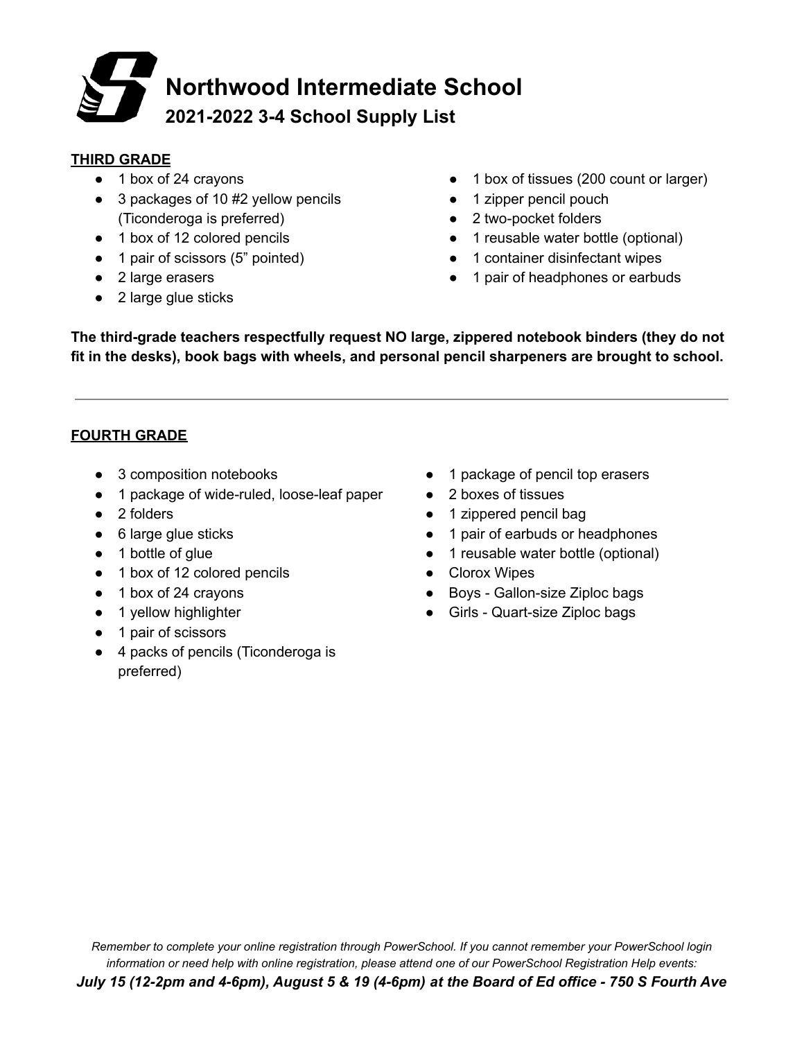# Northwood Intermediate School

## 2021-2022 3-4 School Supply List

**THIRD GRADE**

- 1 box of 24 crayons
- 3 packages of 10 #2 yellow pencils (Ticonderoga is preferred)
- 1 box of 12 colored pencils
- 1 pair of scissors (5" pointed)
- 2 large erasers
- 2 large glue sticks
- 1 box of tissues (200 count or larger)
- 1 zipper pencil pouch
- 2 two-pocket folders
- 1 reusable water bottle (optional)
- 1 container disinfectant wipes
- 1 pair of headphones or earbuds

**The third-grade teachers respectfully request NO large, zippered notebook binders (they do not fit in the desks), book bags with wheels, and personal pencil sharpeners are brought to school.**

---

**FOURTH GRADE**

- 3 composition notebooks
- 1 package of wide-ruled, loose-leaf paper
- 2 folders
- 6 large glue sticks
- 1 bottle of glue
- 1 box of 12 colored pencils
- 1 box of 24 crayons
- 1 yellow highlighter
- 1 pair of scissors
- 4 packs of pencils (Ticonderoga is preferred)
- 1 package of pencil top erasers
- 2 boxes of tissues
- 1 zippered pencil bag
- 1 pair of earbuds or headphones
- 1 reusable water bottle (optional)
- Clorox Wipes
- Boys - Gallon-size Ziploc bags
- Girls - Quart-size Ziploc bags

*Remember to complete your online registration through PowerSchool. If you cannot remember your PowerSchool login information or need help with online registration, please attend one of our PowerSchool Registration Help events:*

***July 15 (12-2pm and 4-6pm), August 5 & 19 (4-6pm) at the Board of Ed office - 750 S Fourth Ave***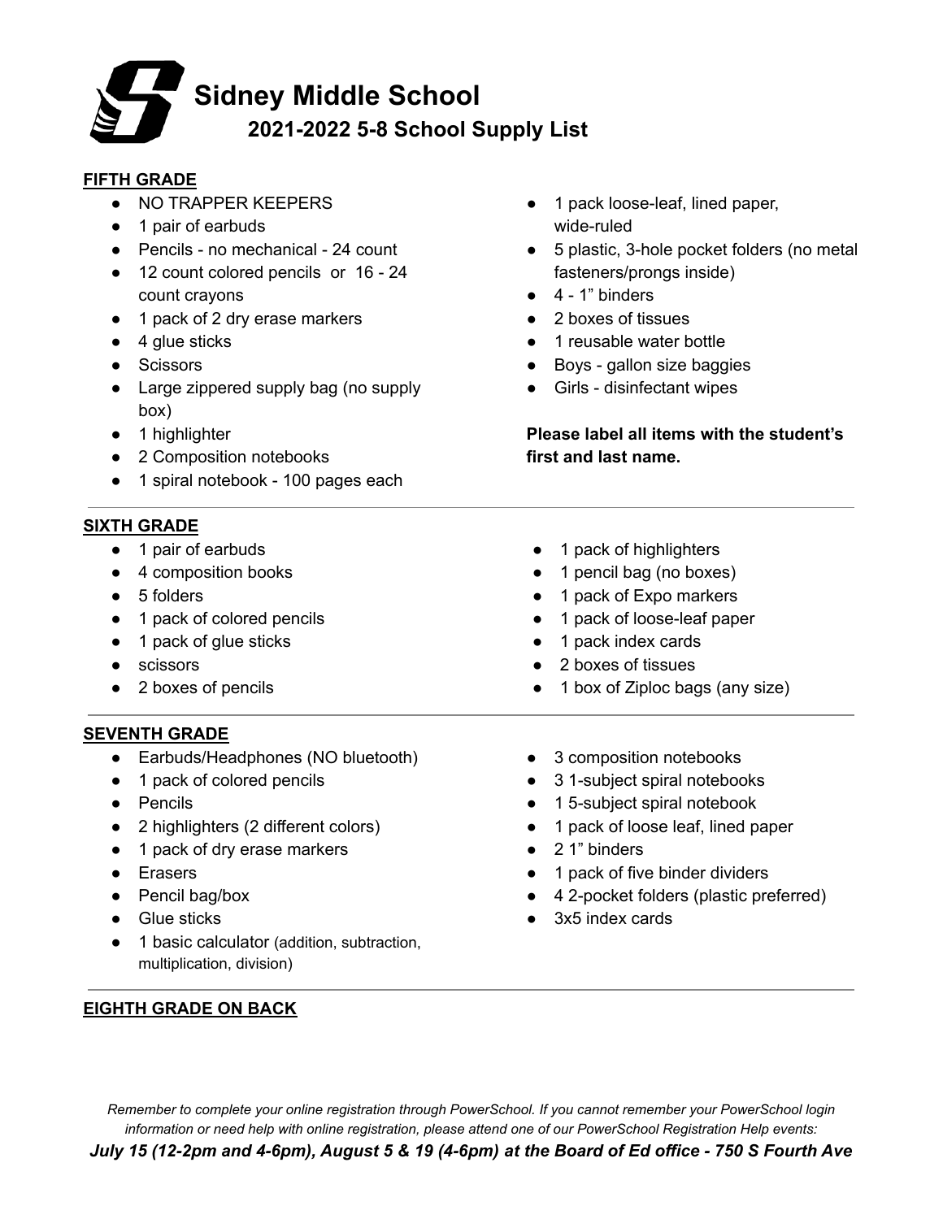# Sidney Middle School

## 2021-2022 5-8 School Supply List

**FIFTH GRADE**

- NO TRAPPER KEEPERS
- 1 pair of earbuds
- Pencils - no mechanical - 24 count
- 12 count colored pencils or 16 - 24 count crayons
- 1 pack of 2 dry erase markers
- 4 glue sticks
- Scissors
- Large zippered supply bag (no supply box)
- 1 highlighter
- 2 Composition notebooks
- 1 spiral notebook - 100 pages each
- 1 pack loose-leaf, lined paper, wide-ruled
- 5 plastic, 3-hole pocket folders (no metal fasteners/prongs inside)
- 4 - 1" binders
- 2 boxes of tissues
- 1 reusable water bottle
- Boys - gallon size baggies
- Girls - disinfectant wipes

**Please label all items with the student's first and last name.**

**SIXTH GRADE**

- 1 pair of earbuds
- 4 composition books
- 5 folders
- 1 pack of colored pencils
- 1 pack of glue sticks
- scissors
- 2 boxes of pencils
- 1 pack of highlighters
- 1 pencil bag (no boxes)
- 1 pack of Expo markers
- 1 pack of loose-leaf paper
- 1 pack index cards
- 2 boxes of tissues
- 1 box of Ziploc bags (any size)

**SEVENTH GRADE**

- Earbuds/Headphones (NO bluetooth)
- 1 pack of colored pencils
- Pencils
- 2 highlighters (2 different colors)
- 1 pack of dry erase markers
- Erasers
- Pencil bag/box
- Glue sticks
- 1 basic calculator (addition, subtraction, multiplication, division)
- 3 composition notebooks
- 3 1-subject spiral notebooks
- 1 5-subject spiral notebook
- 1 pack of loose leaf, lined paper
- 2 1" binders
- 1 pack of five binder dividers
- 4 2-pocket folders (plastic preferred)
- 3x5 index cards

**EIGHTH GRADE ON BACK**

*Remember to complete your online registration through PowerSchool. If you cannot remember your PowerSchool login information or need help with online registration, please attend one of our PowerSchool Registration Help events:*

***July 15 (12-2pm and 4-6pm), August 5 & 19 (4-6pm) at the Board of Ed office - 750 S Fourth Ave***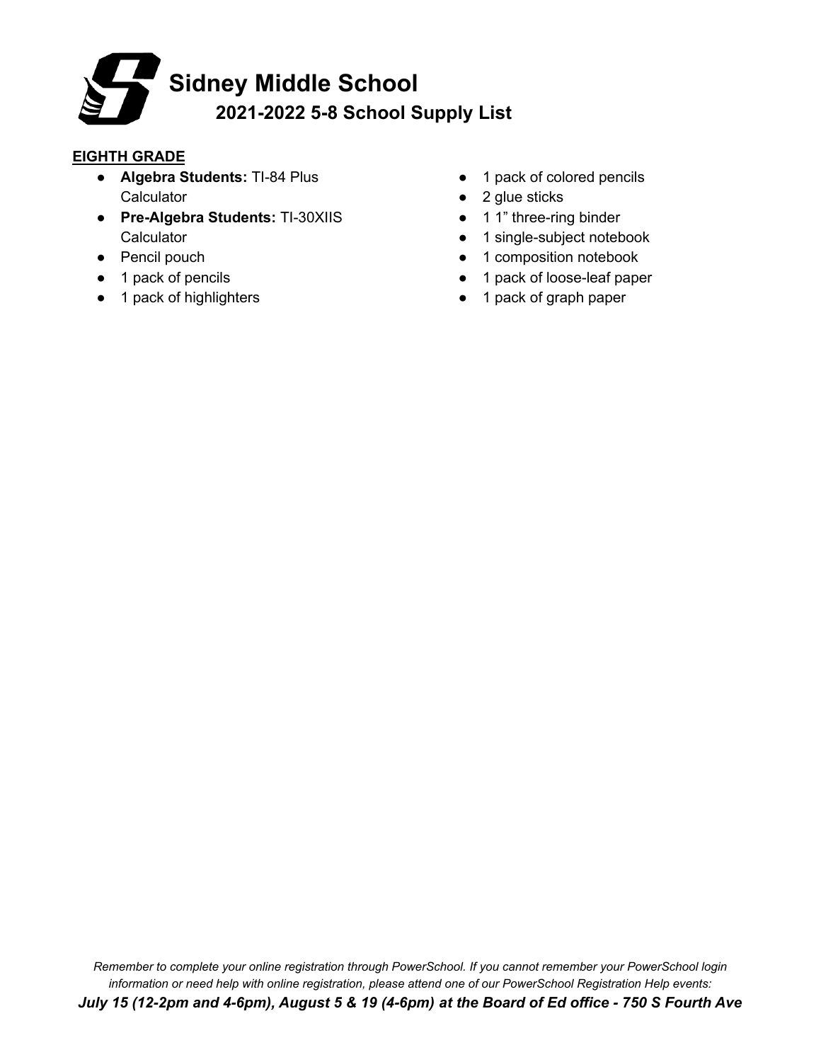# Sidney Middle School

## 2021-2022 5-8 School Supply List

**EIGHTH GRADE**

- **Algebra Students:** TI-84 Plus Calculator
- **Pre-Algebra Students:** TI-30XIIS Calculator
- Pencil pouch
- 1 pack of pencils
- 1 pack of highlighters
- 1 pack of colored pencils
- 2 glue sticks
- 1 1" three-ring binder
- 1 single-subject notebook
- 1 composition notebook
- 1 pack of loose-leaf paper
- 1 pack of graph paper

*Remember to complete your online registration through PowerSchool. If you cannot remember your PowerSchool login information or need help with online registration, please attend one of our PowerSchool Registration Help events:*

***July 15 (12-2pm and 4-6pm), August 5 & 19 (4-6pm) at the Board of Ed office - 750 S Fourth Ave***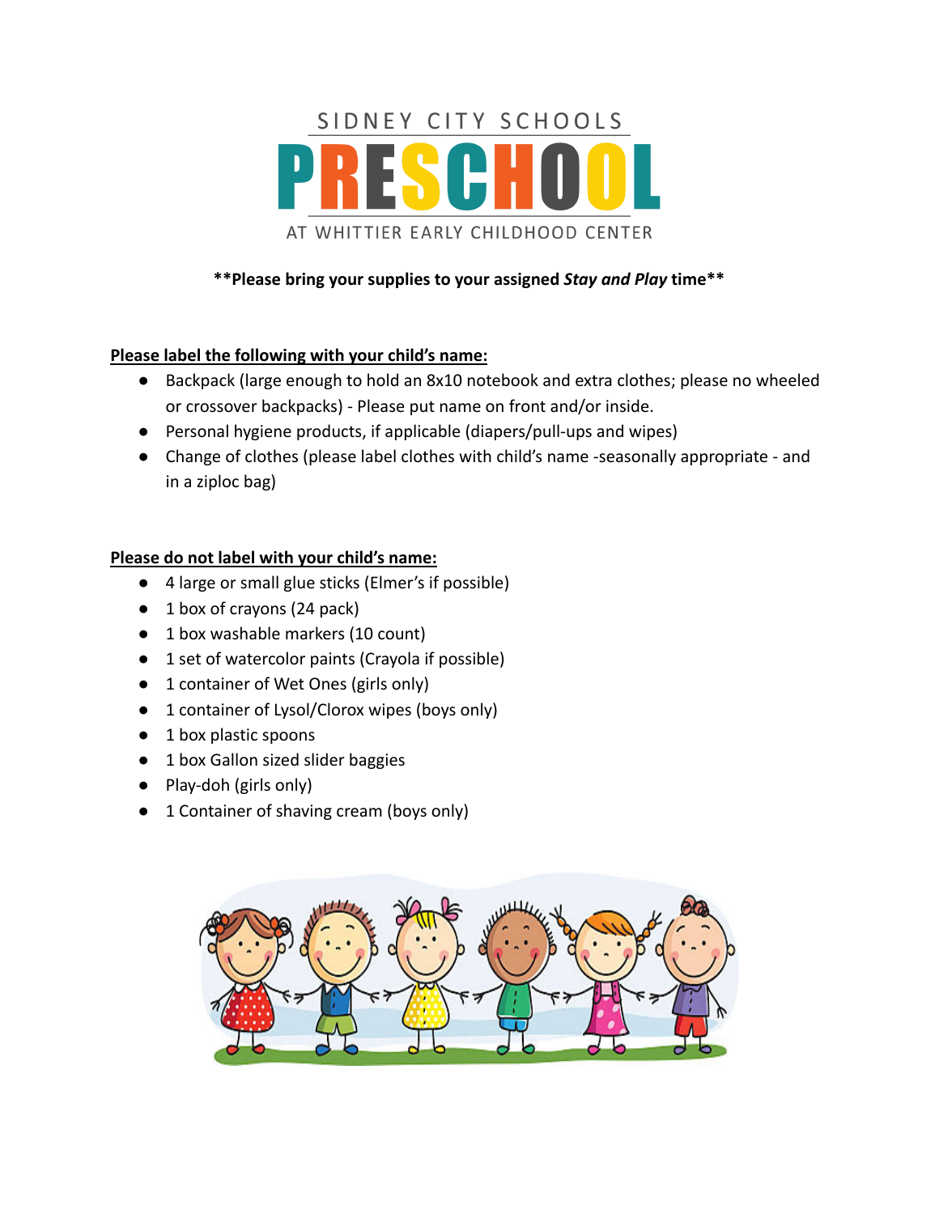SIDNEY CITY SCHOOLS

# PRESCHOOL

AT WHITTIER EARLY CHILDHOOD CENTER

**\*\*Please bring your supplies to your assigned *Stay and Play* time\*\***

**Please label the following with your child's name:**

- Backpack (large enough to hold an 8x10 notebook and extra clothes; please no wheeled or crossover backpacks) - Please put name on front and/or inside.
- Personal hygiene products, if applicable (diapers/pull-ups and wipes)
- Change of clothes (please label clothes with child's name -seasonally appropriate - and in a ziploc bag)

**Please do not label with your child's name:**

- 4 large or small glue sticks (Elmer's if possible)
- 1 box of crayons (24 pack)
- 1 box washable markers (10 count)
- 1 set of watercolor paints (Crayola if possible)
- 1 container of Wet Ones (girls only)
- 1 container of Lysol/Clorox wipes (boys only)
- 1 box plastic spoons
- 1 box Gallon sized slider baggies
- Play-doh (girls only)
- 1 Container of shaving cream (boys only)